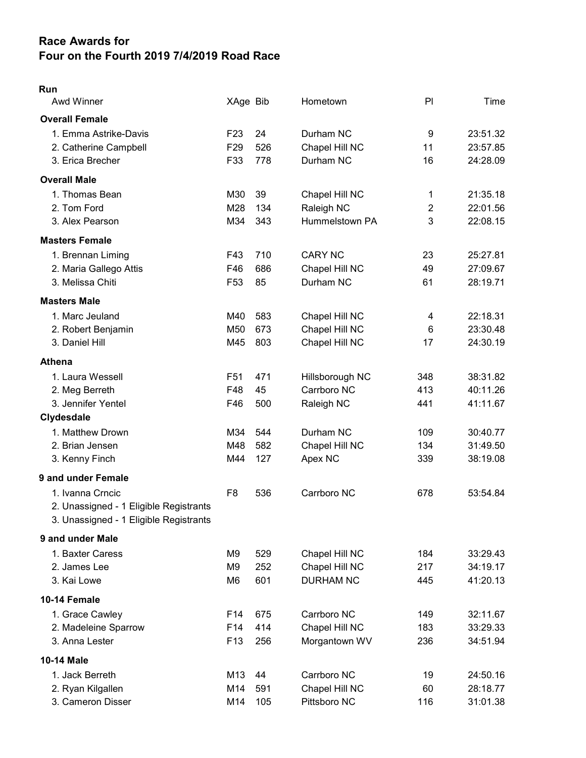# Race Awards for
# Four on the Fourth 2019 7/4/2019 Road Race

## Run

| Awd Winner | XAge | Bib | Hometown | Pl | Time |
|---|---|---|---|---|---|
| **Overall Female** | | | | | |
| 1. Emma Astrike-Davis | F23 | 24 | Durham NC | 9 | 23:51.32 |
| 2. Catherine Campbell | F29 | 526 | Chapel Hill NC | 11 | 23:57.85 |
| 3. Erica Brecher | F33 | 778 | Durham NC | 16 | 24:28.09 |
| **Overall Male** | | | | | |
| 1. Thomas Bean | M30 | 39 | Chapel Hill NC | 1 | 21:35.18 |
| 2. Tom Ford | M28 | 134 | Raleigh NC | 2 | 22:01.56 |
| 3. Alex Pearson | M34 | 343 | Hummelstown PA | 3 | 22:08.15 |
| **Masters Female** | | | | | |
| 1. Brennan Liming | F43 | 710 | CARY NC | 23 | 25:27.81 |
| 2. Maria Gallego Attis | F46 | 686 | Chapel Hill NC | 49 | 27:09.67 |
| 3. Melissa Chiti | F53 | 85 | Durham NC | 61 | 28:19.71 |
| **Masters Male** | | | | | |
| 1. Marc Jeuland | M40 | 583 | Chapel Hill NC | 4 | 22:18.31 |
| 2. Robert Benjamin | M50 | 673 | Chapel Hill NC | 6 | 23:30.48 |
| 3. Daniel Hill | M45 | 803 | Chapel Hill NC | 17 | 24:30.19 |
| **Athena** | | | | | |
| 1. Laura Wessell | F51 | 471 | Hillsborough NC | 348 | 38:31.82 |
| 2. Meg Berreth | F48 | 45 | Carrboro NC | 413 | 40:11.26 |
| 3. Jennifer Yentel | F46 | 500 | Raleigh NC | 441 | 41:11.67 |
| **Clydesdale** | | | | | |
| 1. Matthew Drown | M34 | 544 | Durham NC | 109 | 30:40.77 |
| 2. Brian Jensen | M48 | 582 | Chapel Hill NC | 134 | 31:49.50 |
| 3. Kenny Finch | M44 | 127 | Apex NC | 339 | 38:19.08 |
| **9 and under Female** | | | | | |
| 1. Ivanna Crncic | F8 | 536 | Carrboro NC | 678 | 53:54.84 |
| 2. Unassigned - 1 Eligible Registrants | | | | | |
| 3. Unassigned - 1 Eligible Registrants | | | | | |
| **9 and under Male** | | | | | |
| 1. Baxter Caress | M9 | 529 | Chapel Hill NC | 184 | 33:29.43 |
| 2. James Lee | M9 | 252 | Chapel Hill NC | 217 | 34:19.17 |
| 3. Kai Lowe | M6 | 601 | DURHAM NC | 445 | 41:20.13 |
| **10-14 Female** | | | | | |
| 1. Grace Cawley | F14 | 675 | Carrboro NC | 149 | 32:11.67 |
| 2. Madeleine Sparrow | F14 | 414 | Chapel Hill NC | 183 | 33:29.33 |
| 3. Anna Lester | F13 | 256 | Morgantown WV | 236 | 34:51.94 |
| **10-14 Male** | | | | | |
| 1. Jack Berreth | M13 | 44 | Carrboro NC | 19 | 24:50.16 |
| 2. Ryan Kilgallen | M14 | 591 | Chapel Hill NC | 60 | 28:18.77 |
| 3. Cameron Disser | M14 | 105 | Pittsboro NC | 116 | 31:01.38 |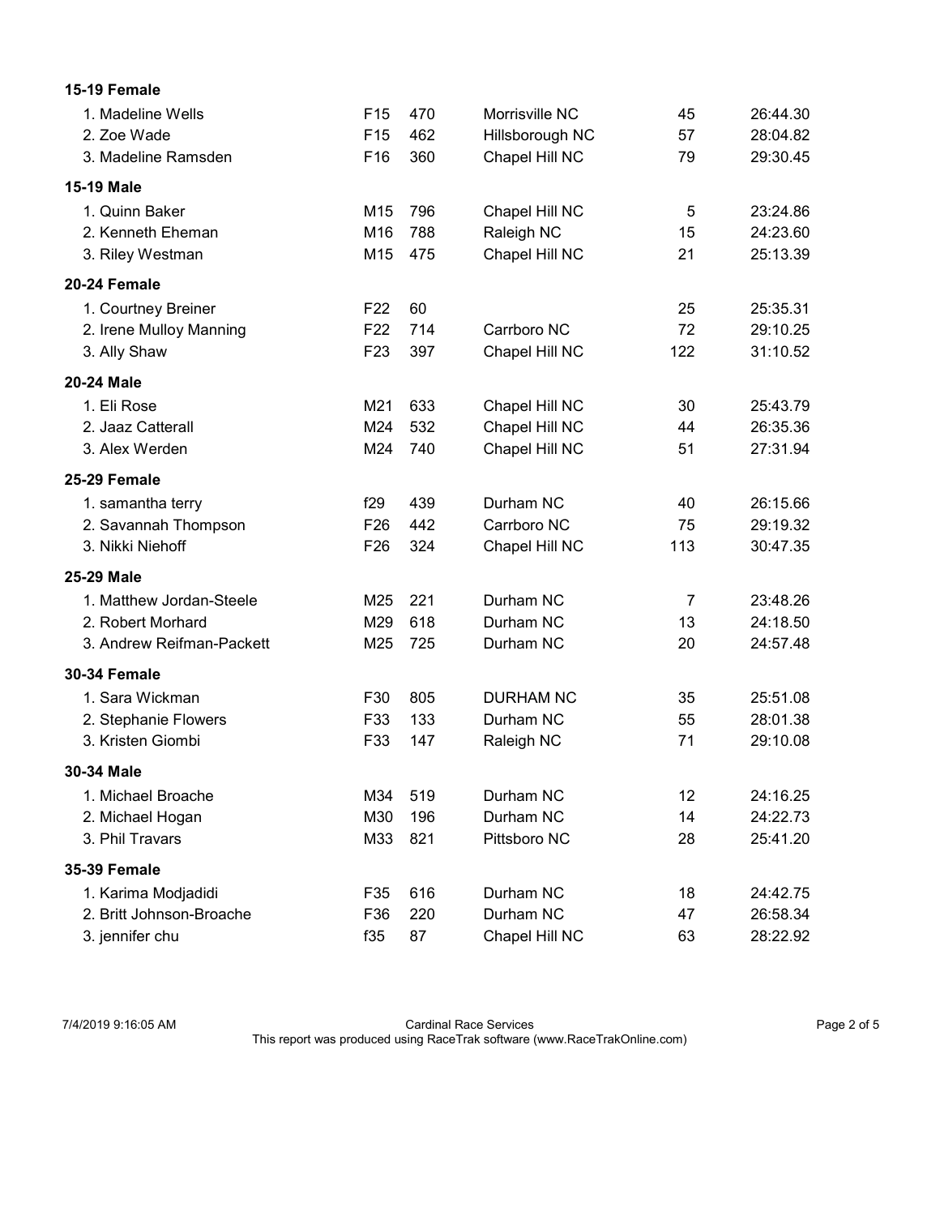**15-19 Female**

| | | | | | |
|---|---|---|---|---|---|
| 1. Madeline Wells | F15 | 470 | Morrisville NC | 45 | 26:44.30 |
| 2. Zoe Wade | F15 | 462 | Hillsborough NC | 57 | 28:04.82 |
| 3. Madeline Ramsden | F16 | 360 | Chapel Hill NC | 79 | 29:30.45 |

**15-19 Male**

| | | | | | |
|---|---|---|---|---|---|
| 1. Quinn Baker | M15 | 796 | Chapel Hill NC | 5 | 23:24.86 |
| 2. Kenneth Eheman | M16 | 788 | Raleigh NC | 15 | 24:23.60 |
| 3. Riley Westman | M15 | 475 | Chapel Hill NC | 21 | 25:13.39 |

**20-24 Female**

| | | | | | |
|---|---|---|---|---|---|
| 1. Courtney Breiner | F22 | 60 | | 25 | 25:35.31 |
| 2. Irene Mulloy Manning | F22 | 714 | Carrboro NC | 72 | 29:10.25 |
| 3. Ally Shaw | F23 | 397 | Chapel Hill NC | 122 | 31:10.52 |

**20-24 Male**

| | | | | | |
|---|---|---|---|---|---|
| 1. Eli Rose | M21 | 633 | Chapel Hill NC | 30 | 25:43.79 |
| 2. Jaaz Catterall | M24 | 532 | Chapel Hill NC | 44 | 26:35.36 |
| 3. Alex Werden | M24 | 740 | Chapel Hill NC | 51 | 27:31.94 |

**25-29 Female**

| | | | | | |
|---|---|---|---|---|---|
| 1. samantha terry | f29 | 439 | Durham NC | 40 | 26:15.66 |
| 2. Savannah Thompson | F26 | 442 | Carrboro NC | 75 | 29:19.32 |
| 3. Nikki Niehoff | F26 | 324 | Chapel Hill NC | 113 | 30:47.35 |

**25-29 Male**

| | | | | | |
|---|---|---|---|---|---|
| 1. Matthew Jordan-Steele | M25 | 221 | Durham NC | 7 | 23:48.26 |
| 2. Robert Morhard | M29 | 618 | Durham NC | 13 | 24:18.50 |
| 3. Andrew Reifman-Packett | M25 | 725 | Durham NC | 20 | 24:57.48 |

**30-34 Female**

| | | | | | |
|---|---|---|---|---|---|
| 1. Sara Wickman | F30 | 805 | DURHAM NC | 35 | 25:51.08 |
| 2. Stephanie Flowers | F33 | 133 | Durham NC | 55 | 28:01.38 |
| 3. Kristen Giombi | F33 | 147 | Raleigh NC | 71 | 29:10.08 |

**30-34 Male**

| | | | | | |
|---|---|---|---|---|---|
| 1. Michael Broache | M34 | 519 | Durham NC | 12 | 24:16.25 |
| 2. Michael Hogan | M30 | 196 | Durham NC | 14 | 24:22.73 |
| 3. Phil Travars | M33 | 821 | Pittsboro NC | 28 | 25:41.20 |

**35-39 Female**

| | | | | | |
|---|---|---|---|---|---|
| 1. Karima Modjadidi | F35 | 616 | Durham NC | 18 | 24:42.75 |
| 2. Britt Johnson-Broache | F36 | 220 | Durham NC | 47 | 26:58.34 |
| 3. jennifer chu | f35 | 87 | Chapel Hill NC | 63 | 28:22.92 |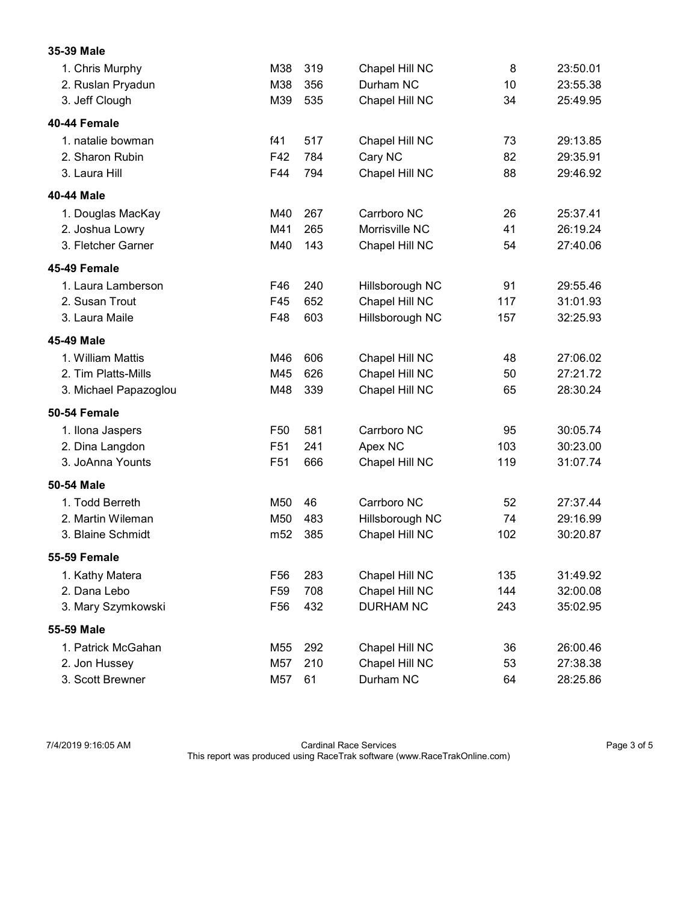**35-39 Male**

| | | | | | |
|---|---|---|---|---|---|
| 1. Chris Murphy | M38 | 319 | Chapel Hill NC | 8 | 23:50.01 |
| 2. Ruslan Pryadun | M38 | 356 | Durham NC | 10 | 23:55.38 |
| 3. Jeff Clough | M39 | 535 | Chapel Hill NC | 34 | 25:49.95 |

**40-44 Female**

| | | | | | |
|---|---|---|---|---|---|
| 1. natalie bowman | f41 | 517 | Chapel Hill NC | 73 | 29:13.85 |
| 2. Sharon Rubin | F42 | 784 | Cary NC | 82 | 29:35.91 |
| 3. Laura Hill | F44 | 794 | Chapel Hill NC | 88 | 29:46.92 |

**40-44 Male**

| | | | | | |
|---|---|---|---|---|---|
| 1. Douglas MacKay | M40 | 267 | Carrboro NC | 26 | 25:37.41 |
| 2. Joshua Lowry | M41 | 265 | Morrisville NC | 41 | 26:19.24 |
| 3. Fletcher Garner | M40 | 143 | Chapel Hill NC | 54 | 27:40.06 |

**45-49 Female**

| | | | | | |
|---|---|---|---|---|---|
| 1. Laura Lamberson | F46 | 240 | Hillsborough NC | 91 | 29:55.46 |
| 2. Susan Trout | F45 | 652 | Chapel Hill NC | 117 | 31:01.93 |
| 3. Laura Maile | F48 | 603 | Hillsborough NC | 157 | 32:25.93 |

**45-49 Male**

| | | | | | |
|---|---|---|---|---|---|
| 1. William Mattis | M46 | 606 | Chapel Hill NC | 48 | 27:06.02 |
| 2. Tim Platts-Mills | M45 | 626 | Chapel Hill NC | 50 | 27:21.72 |
| 3. Michael Papazoglou | M48 | 339 | Chapel Hill NC | 65 | 28:30.24 |

**50-54 Female**

| | | | | | |
|---|---|---|---|---|---|
| 1. Ilona Jaspers | F50 | 581 | Carrboro NC | 95 | 30:05.74 |
| 2. Dina Langdon | F51 | 241 | Apex NC | 103 | 30:23.00 |
| 3. JoAnna Younts | F51 | 666 | Chapel Hill NC | 119 | 31:07.74 |

**50-54 Male**

| | | | | | |
|---|---|---|---|---|---|
| 1. Todd Berreth | M50 | 46 | Carrboro NC | 52 | 27:37.44 |
| 2. Martin Wileman | M50 | 483 | Hillsborough NC | 74 | 29:16.99 |
| 3. Blaine Schmidt | m52 | 385 | Chapel Hill NC | 102 | 30:20.87 |

**55-59 Female**

| | | | | | |
|---|---|---|---|---|---|
| 1. Kathy Matera | F56 | 283 | Chapel Hill NC | 135 | 31:49.92 |
| 2. Dana Lebo | F59 | 708 | Chapel Hill NC | 144 | 32:00.08 |
| 3. Mary Szymkowski | F56 | 432 | DURHAM NC | 243 | 35:02.95 |

**55-59 Male**

| | | | | | |
|---|---|---|---|---|---|
| 1. Patrick McGahan | M55 | 292 | Chapel Hill NC | 36 | 26:00.46 |
| 2. Jon Hussey | M57 | 210 | Chapel Hill NC | 53 | 27:38.38 |
| 3. Scott Brewner | M57 | 61 | Durham NC | 64 | 28:25.86 |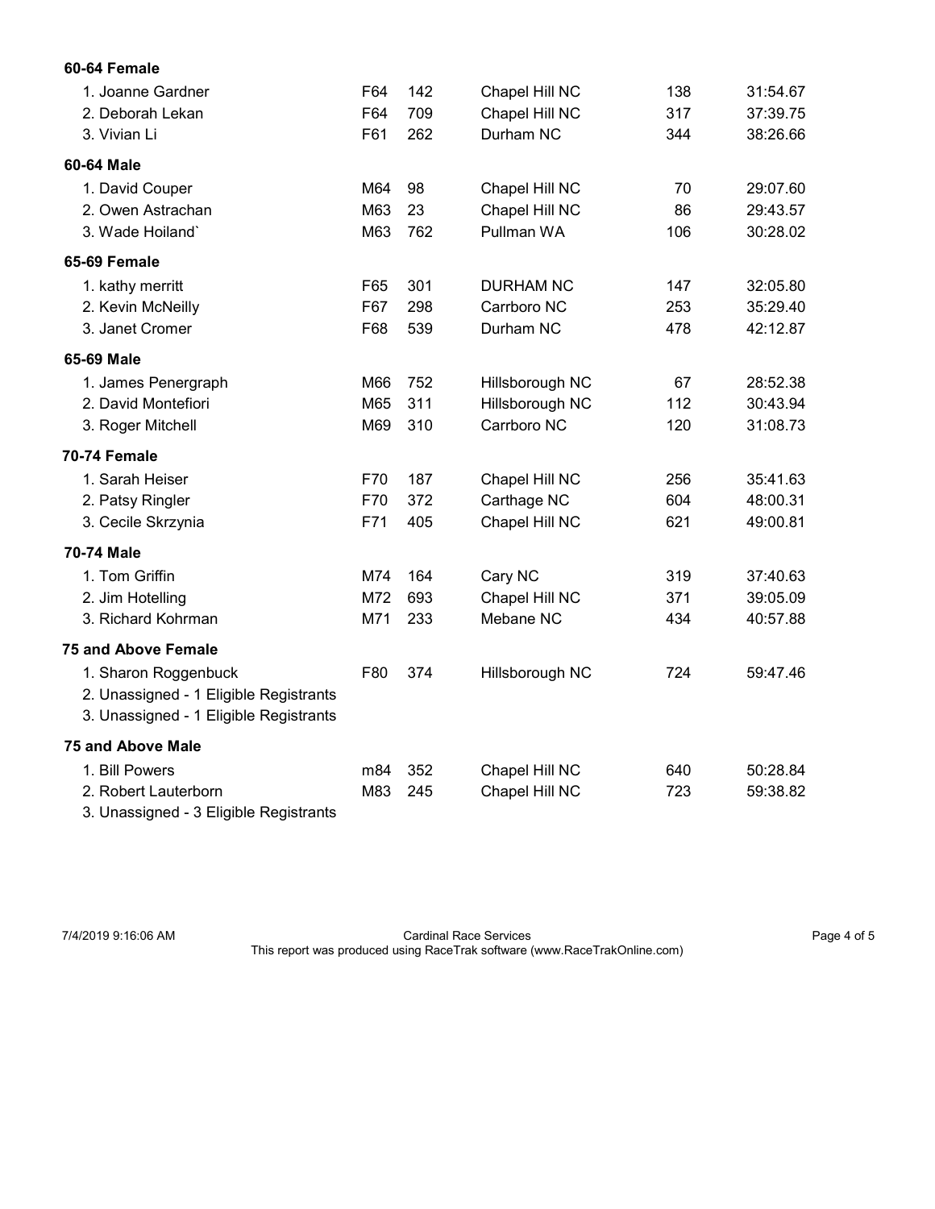**60-64 Female**

| | | | | | |
|---|---|---|---|---|---|
| 1. Joanne Gardner | F64 | 142 | Chapel Hill NC | 138 | 31:54.67 |
| 2. Deborah Lekan | F64 | 709 | Chapel Hill NC | 317 | 37:39.75 |
| 3. Vivian Li | F61 | 262 | Durham NC | 344 | 38:26.66 |

**60-64 Male**

| | | | | | |
|---|---|---|---|---|---|
| 1. David Couper | M64 | 98 | Chapel Hill NC | 70 | 29:07.60 |
| 2. Owen Astrachan | M63 | 23 | Chapel Hill NC | 86 | 29:43.57 |
| 3. Wade Hoiland` | M63 | 762 | Pullman WA | 106 | 30:28.02 |

**65-69 Female**

| | | | | | |
|---|---|---|---|---|---|
| 1. kathy merritt | F65 | 301 | DURHAM NC | 147 | 32:05.80 |
| 2. Kevin McNeilly | F67 | 298 | Carrboro NC | 253 | 35:29.40 |
| 3. Janet Cromer | F68 | 539 | Durham NC | 478 | 42:12.87 |

**65-69 Male**

| | | | | | |
|---|---|---|---|---|---|
| 1. James Penergraph | M66 | 752 | Hillsborough NC | 67 | 28:52.38 |
| 2. David Montefiori | M65 | 311 | Hillsborough NC | 112 | 30:43.94 |
| 3. Roger Mitchell | M69 | 310 | Carrboro NC | 120 | 31:08.73 |

**70-74 Female**

| | | | | | |
|---|---|---|---|---|---|
| 1. Sarah Heiser | F70 | 187 | Chapel Hill NC | 256 | 35:41.63 |
| 2. Patsy Ringler | F70 | 372 | Carthage NC | 604 | 48:00.31 |
| 3. Cecile Skrzynia | F71 | 405 | Chapel Hill NC | 621 | 49:00.81 |

**70-74 Male**

| | | | | | |
|---|---|---|---|---|---|
| 1. Tom Griffin | M74 | 164 | Cary NC | 319 | 37:40.63 |
| 2. Jim Hotelling | M72 | 693 | Chapel Hill NC | 371 | 39:05.09 |
| 3. Richard Kohrman | M71 | 233 | Mebane NC | 434 | 40:57.88 |

**75 and Above Female**

| | | | | | |
|---|---|---|---|---|---|
| 1. Sharon Roggenbuck | F80 | 374 | Hillsborough NC | 724 | 59:47.46 |
| 2. Unassigned - 1 Eligible Registrants | | | | | |
| 3. Unassigned - 1 Eligible Registrants | | | | | |

**75 and Above Male**

| | | | | | |
|---|---|---|---|---|---|
| 1. Bill Powers | m84 | 352 | Chapel Hill NC | 640 | 50:28.84 |
| 2. Robert Lauterborn | M83 | 245 | Chapel Hill NC | 723 | 59:38.82 |
| 3. Unassigned - 3 Eligible Registrants | | | | | |